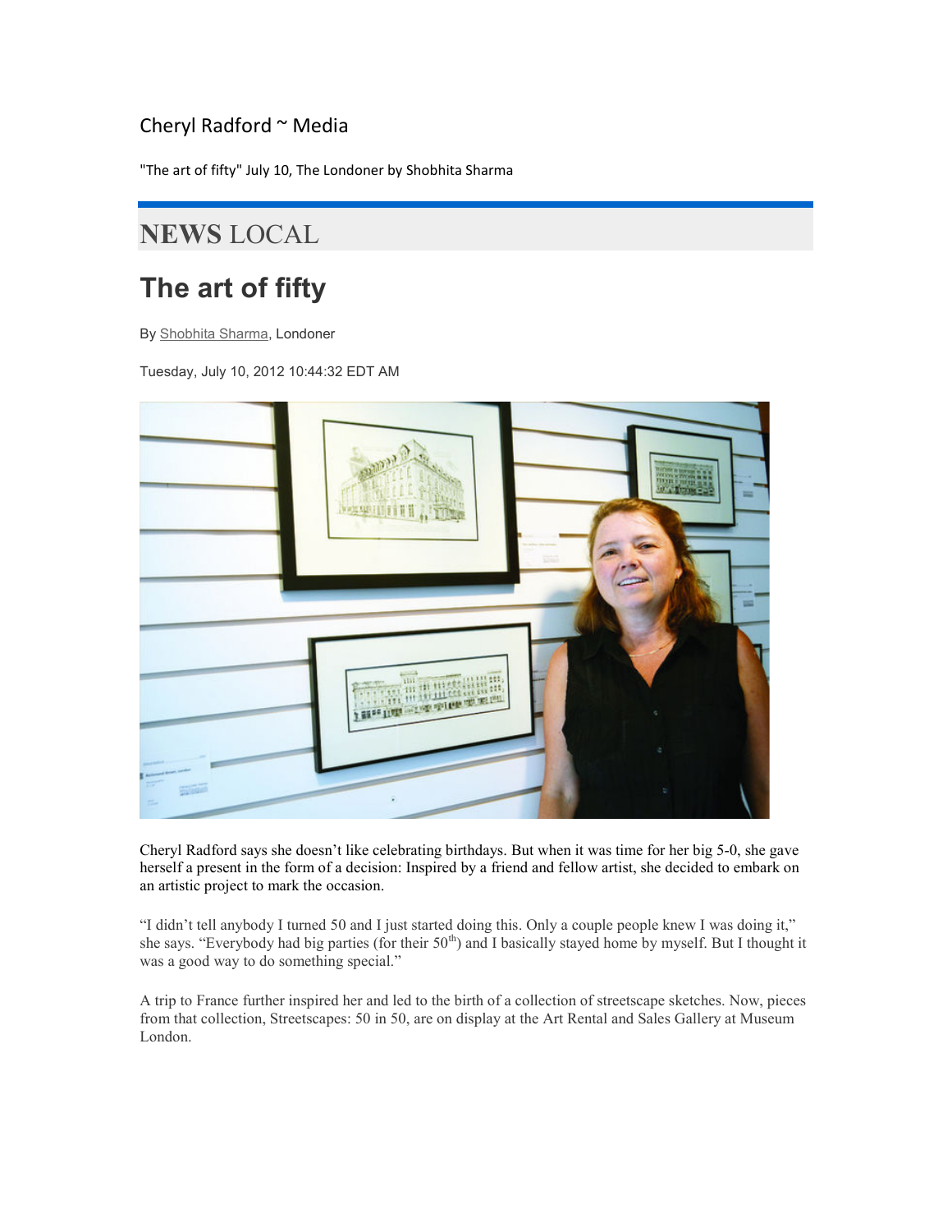Cheryl Radford ~ Media

"The art of fifty" July 10, The Londoner by Shobhita Sharma

## NEWS LOCAL

# The art of fifty

By Shobhita Sharma, Londoner

Tuesday, July 10, 2012 10:44:32 EDT AM

Cheryl Radford says she doesn't like celebrating birthdays. But when it was time for her big 5-0, she gave herself a present in the form of a decision: Inspired by a friend and fellow artist, she decided to embark on an artistic project to mark the occasion.

"I didn't tell anybody I turned 50 and I just started doing this. Only a couple people knew I was doing it," she says. "Everybody had big parties (for their 50th) and I basically stayed home by myself. But I thought it was a good way to do something special."

A trip to France further inspired her and led to the birth of a collection of streetscape sketches. Now, pieces from that collection, Streetscapes: 50 in 50, are on display at the Art Rental and Sales Gallery at Museum London.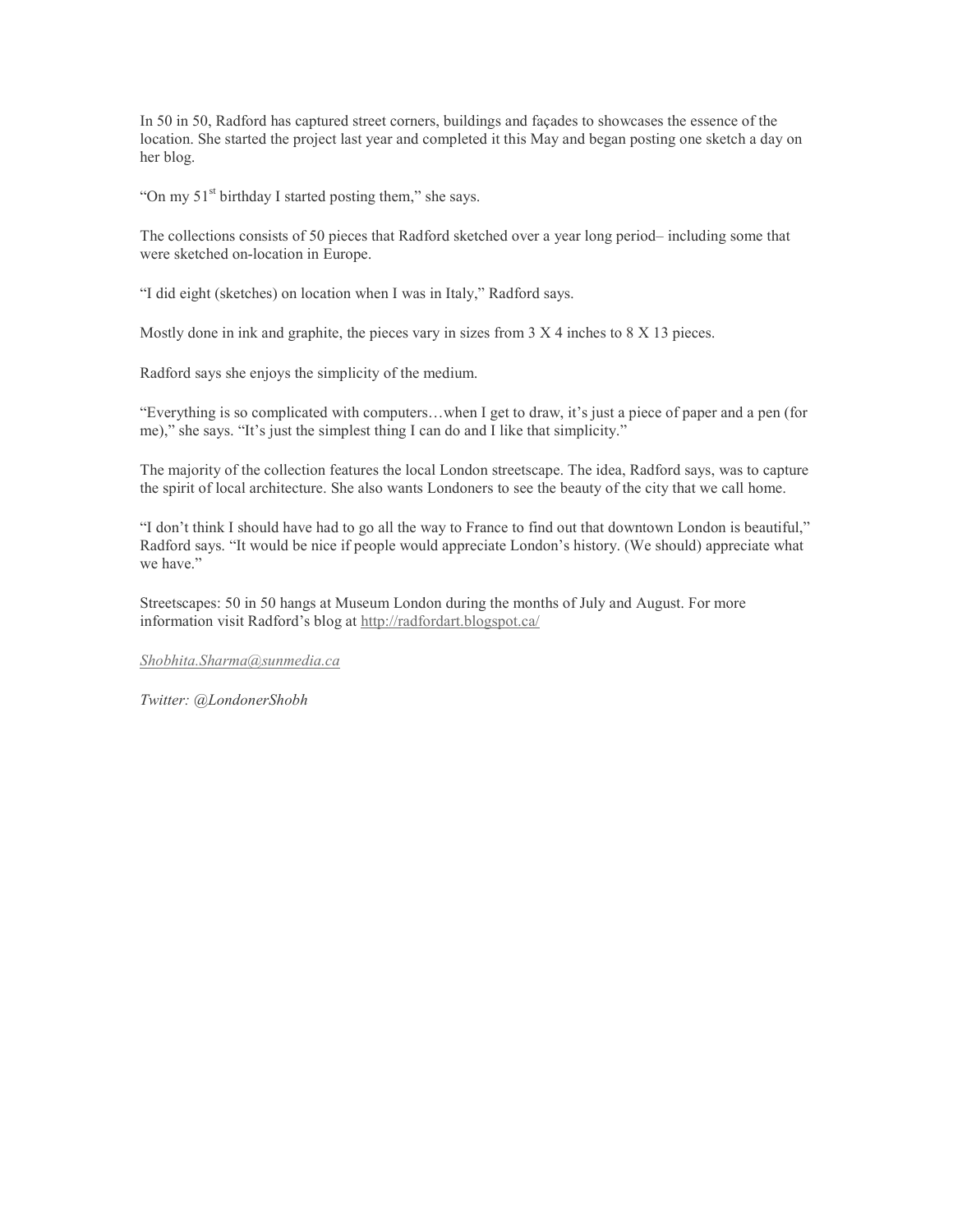In 50 in 50, Radford has captured street corners, buildings and façades to showcases the essence of the location. She started the project last year and completed it this May and began posting one sketch a day on her blog.

"On my 51st birthday I started posting them," she says.

The collections consists of 50 pieces that Radford sketched over a year long period– including some that were sketched on-location in Europe.

"I did eight (sketches) on location when I was in Italy," Radford says.

Mostly done in ink and graphite, the pieces vary in sizes from 3 X 4 inches to 8 X 13 pieces.

Radford says she enjoys the simplicity of the medium.

"Everything is so complicated with computers…when I get to draw, it's just a piece of paper and a pen (for me)," she says. "It's just the simplest thing I can do and I like that simplicity."

The majority of the collection features the local London streetscape. The idea, Radford says, was to capture the spirit of local architecture. She also wants Londoners to see the beauty of the city that we call home.

"I don't think I should have had to go all the way to France to find out that downtown London is beautiful," Radford says. "It would be nice if people would appreciate London's history. (We should) appreciate what we have."

Streetscapes: 50 in 50 hangs at Museum London during the months of July and August. For more information visit Radford's blog at http://radfordart.blogspot.ca/

*Shobhita.Sharma@sunmedia.ca*

*Twitter: @LondonerShobh*